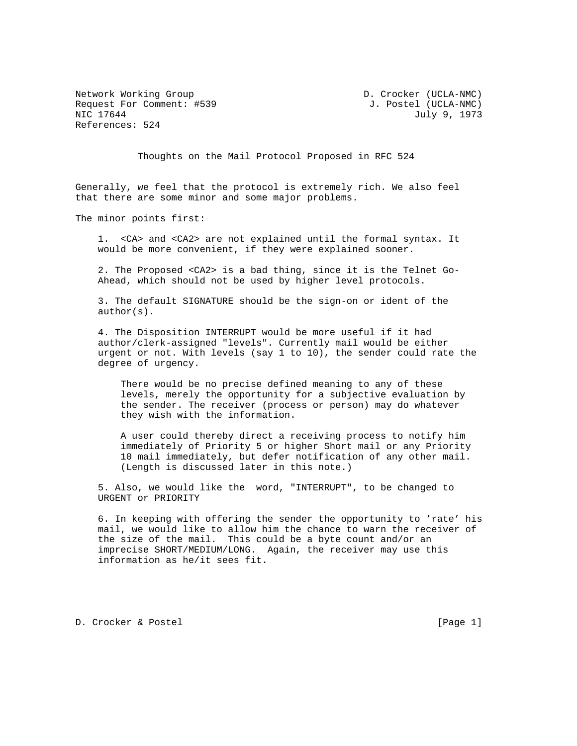Network Working Group D. Crocker (UCLA-NMC)
Request For Comment: #539 J. Postel (UCLA-NMC)
NIC 17644 July 9, 1973
References: 524

# Thoughts on the Mail Protocol Proposed in RFC 524

Generally, we feel that the protocol is extremely rich. We also feel that there are some minor and some major problems.

The minor points first:

1. <CA> and <CA2> are not explained until the formal syntax. It would be more convenient, if they were explained sooner.

2. The Proposed <CA2> is a bad thing, since it is the Telnet Go-Ahead, which should not be used by higher level protocols.

3. The default SIGNATURE should be the sign-on or ident of the author(s).

4. The Disposition INTERRUPT would be more useful if it had author/clerk-assigned "levels". Currently mail would be either urgent or not. With levels (say 1 to 10), the sender could rate the degree of urgency.

   There would be no precise defined meaning to any of these levels, merely the opportunity for a subjective evaluation by the sender. The receiver (process or person) may do whatever they wish with the information.

   A user could thereby direct a receiving process to notify him immediately of Priority 5 or higher Short mail or any Priority 10 mail immediately, but defer notification of any other mail. (Length is discussed later in this note.)

5. Also, we would like the word, "INTERRUPT", to be changed to URGENT or PRIORITY

6. In keeping with offering the sender the opportunity to 'rate' his mail, we would like to allow him the chance to warn the receiver of the size of the mail. This could be a byte count and/or an imprecise SHORT/MEDIUM/LONG. Again, the receiver may use this information as he/it sees fit.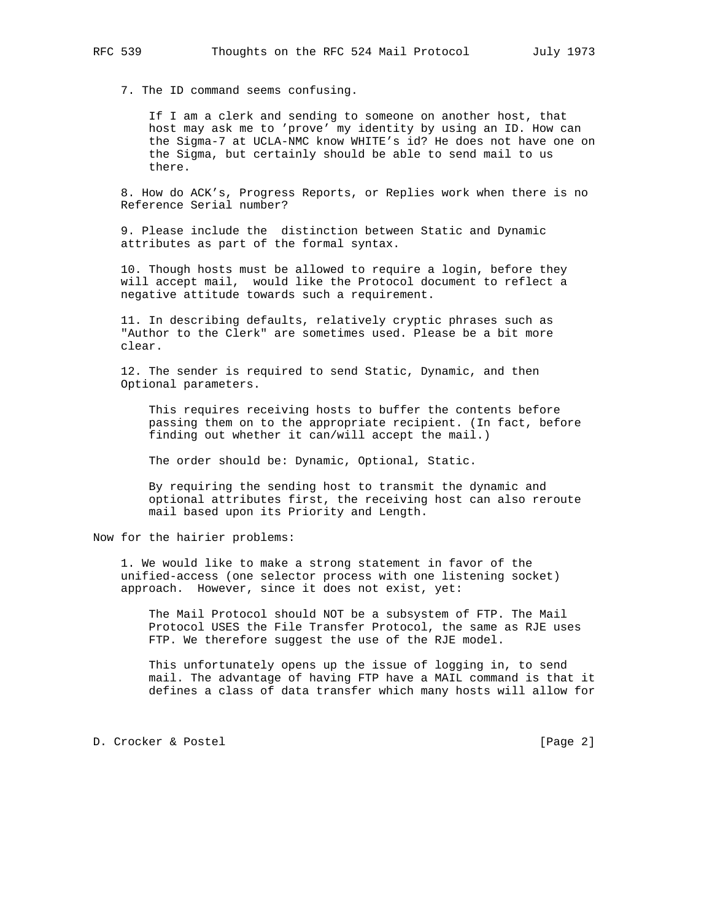7. The ID command seems confusing.

If I am a clerk and sending to someone on another host, that host may ask me to 'prove' my identity by using an ID. How can the Sigma-7 at UCLA-NMC know WHITE's id? He does not have one on the Sigma, but certainly should be able to send mail to us there.

8. How do ACK's, Progress Reports, or Replies work when there is no Reference Serial number?

9. Please include the distinction between Static and Dynamic attributes as part of the formal syntax.

10. Though hosts must be allowed to require a login, before they will accept mail, would like the Protocol document to reflect a negative attitude towards such a requirement.

11. In describing defaults, relatively cryptic phrases such as "Author to the Clerk" are sometimes used. Please be a bit more clear.

12. The sender is required to send Static, Dynamic, and then Optional parameters.

This requires receiving hosts to buffer the contents before passing them on to the appropriate recipient. (In fact, before finding out whether it can/will accept the mail.)

The order should be: Dynamic, Optional, Static.

By requiring the sending host to transmit the dynamic and optional attributes first, the receiving host can also reroute mail based upon its Priority and Length.

Now for the hairier problems:

1. We would like to make a strong statement in favor of the unified-access (one selector process with one listening socket) approach. However, since it does not exist, yet:

The Mail Protocol should NOT be a subsystem of FTP. The Mail Protocol USES the File Transfer Protocol, the same as RJE uses FTP. We therefore suggest the use of the RJE model.

This unfortunately opens up the issue of logging in, to send mail. The advantage of having FTP have a MAIL command is that it defines a class of data transfer which many hosts will allow for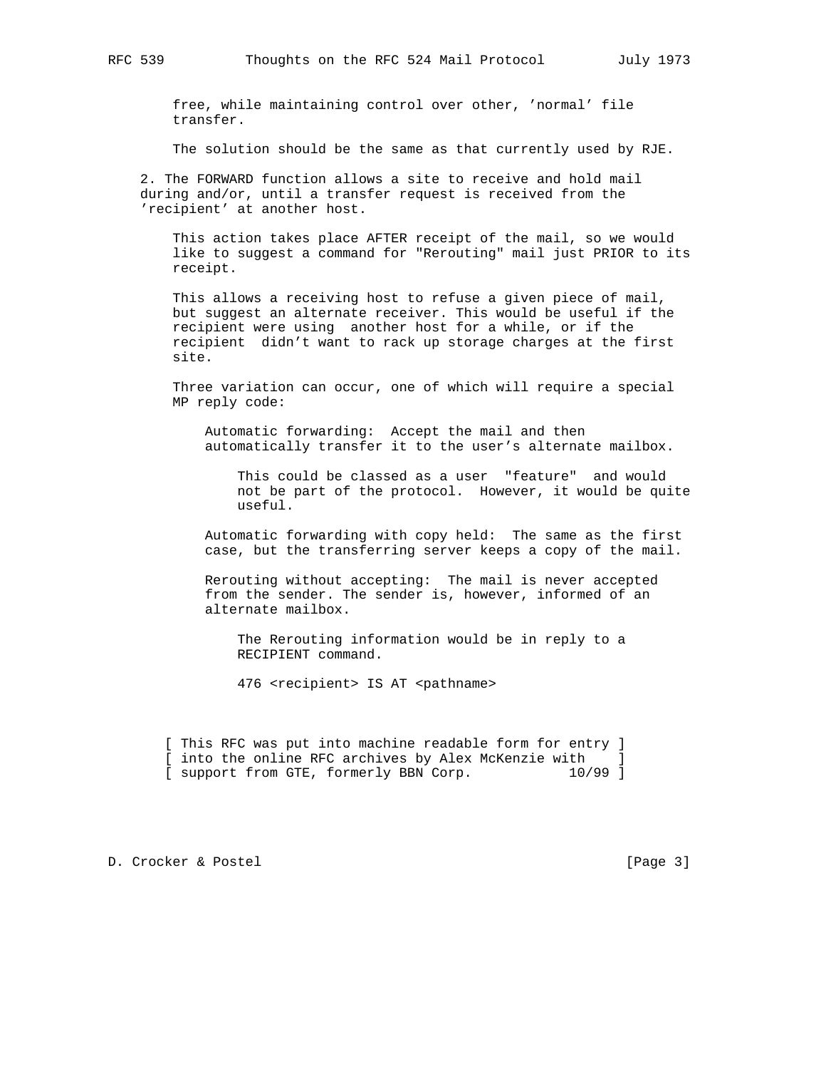free, while maintaining control over other, 'normal' file transfer.

The solution should be the same as that currently used by RJE.

2. The FORWARD function allows a site to receive and hold mail during and/or, until a transfer request is received from the 'recipient' at another host.

This action takes place AFTER receipt of the mail, so we would like to suggest a command for "Rerouting" mail just PRIOR to its receipt.

This allows a receiving host to refuse a given piece of mail, but suggest an alternate receiver. This would be useful if the recipient were using another host for a while, or if the recipient didn't want to rack up storage charges at the first site.

Three variation can occur, one of which will require a special MP reply code:

Automatic forwarding: Accept the mail and then automatically transfer it to the user's alternate mailbox.

This could be classed as a user "feature" and would not be part of the protocol. However, it would be quite useful.

Automatic forwarding with copy held: The same as the first case, but the transferring server keeps a copy of the mail.

Rerouting without accepting: The mail is never accepted from the sender. The sender is, however, informed of an alternate mailbox.

The Rerouting information would be in reply to a RECIPIENT command.

476 <recipient> IS AT <pathname>

[ This RFC was put into machine readable form for entry ]
[ into the online RFC archives by Alex McKenzie with ]
[ support from GTE, formerly BBN Corp. 10/99 ]